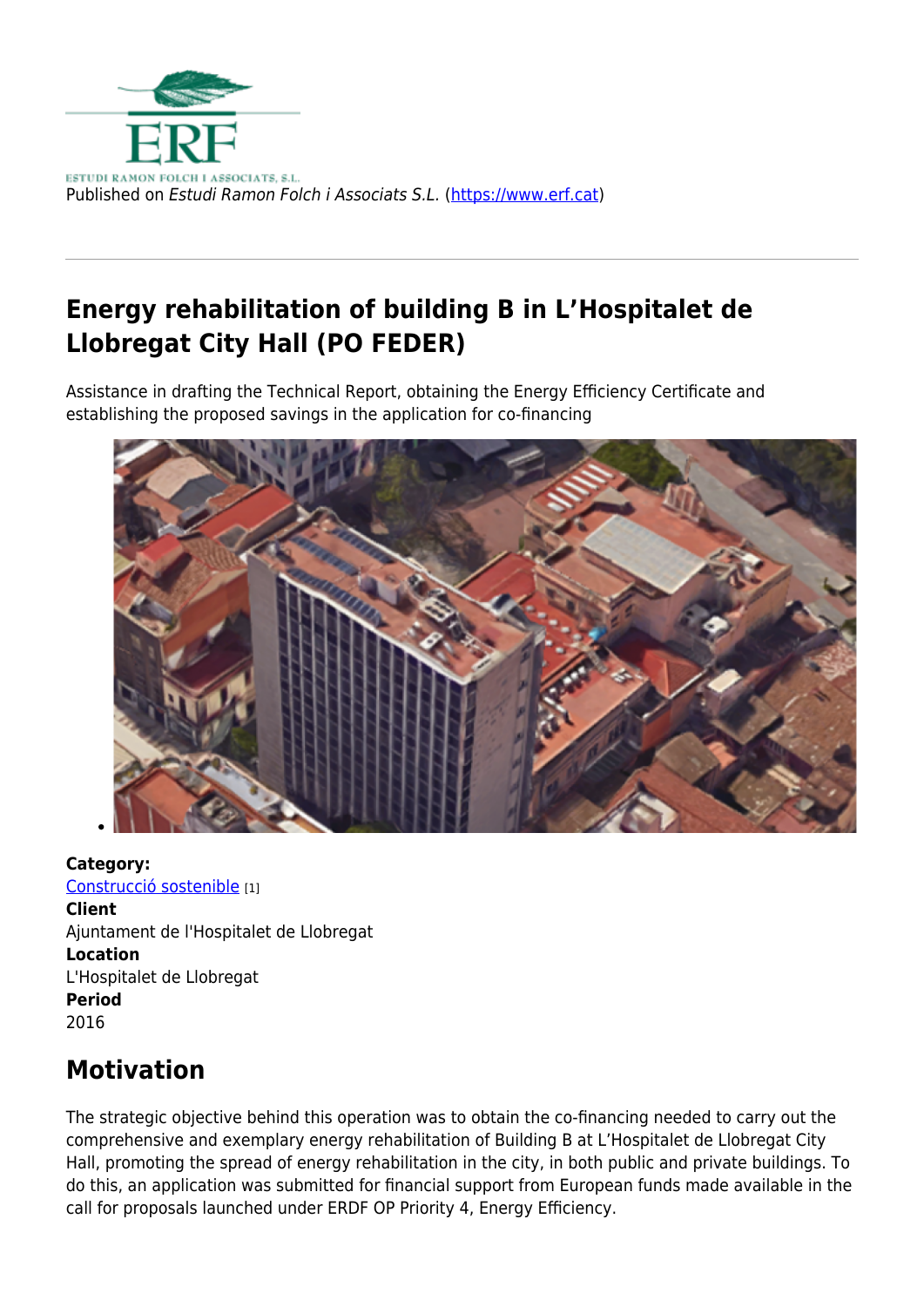Published on *Estudi Ramon Folch i Associats S.L.* (https://www.erf.cat)

# Energy rehabilitation of building B in L'Hospitalet de Llobregat City Hall (PO FEDER)

Assistance in drafting the Technical Report, obtaining the Energy Efficiency Certificate and establishing the proposed savings in the application for co-financing

**Category:**
Construcció sostenible [1]
**Client**
Ajuntament de l'Hospitalet de Llobregat
**Location**
L'Hospitalet de Llobregat
**Period**
2016

## Motivation

The strategic objective behind this operation was to obtain the co-financing needed to carry out the comprehensive and exemplary energy rehabilitation of Building B at L'Hospitalet de Llobregat City Hall, promoting the spread of energy rehabilitation in the city, in both public and private buildings. To do this, an application was submitted for financial support from European funds made available in the call for proposals launched under ERDF OP Priority 4, Energy Efficiency.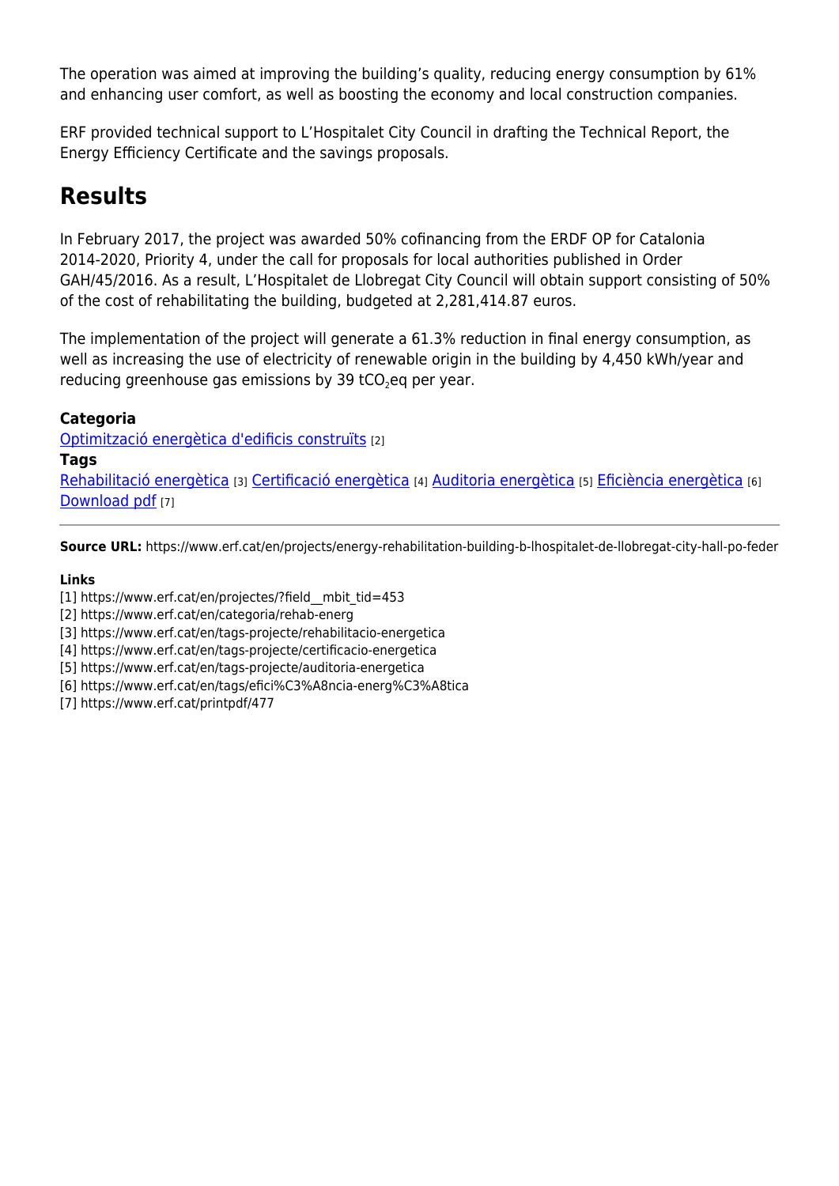The operation was aimed at improving the building's quality, reducing energy consumption by 61% and enhancing user comfort, as well as boosting the economy and local construction companies.

ERF provided technical support to L'Hospitalet City Council in drafting the Technical Report, the Energy Efficiency Certificate and the savings proposals.

## Results

In February 2017, the project was awarded 50% cofinancing from the ERDF OP for Catalonia 2014-2020, Priority 4, under the call for proposals for local authorities published in Order GAH/45/2016. As a result, L'Hospitalet de Llobregat City Council will obtain support consisting of 50% of the cost of rehabilitating the building, budgeted at 2,281,414.87 euros.

The implementation of the project will generate a 61.3% reduction in final energy consumption, as well as increasing the use of electricity of renewable origin in the building by 4,450 kWh/year and reducing greenhouse gas emissions by 39 $tCO_2eq$ per year.

**Categoria**
Optimització energètica d'edificis construïts [2]
**Tags**
Rehabilitació energètica [3] Certificació energètica [4] Auditoria energètica [5] Eficiència energètica [6]
Download pdf [7]

---

**Source URL:** https://www.erf.cat/en/projects/energy-rehabilitation-building-b-lhospitalet-de-llobregat-city-hall-po-feder

**Links**
[1] https://www.erf.cat/en/projectes/?field__mbit_tid=453
[2] https://www.erf.cat/en/categoria/rehab-energ
[3] https://www.erf.cat/en/tags-projecte/rehabilitacio-energetica
[4] https://www.erf.cat/en/tags-projecte/certificacio-energetica
[5] https://www.erf.cat/en/tags-projecte/auditoria-energetica
[6] https://www.erf.cat/en/tags/efici%C3%A8ncia-energ%C3%A8tica
[7] https://www.erf.cat/printpdf/477